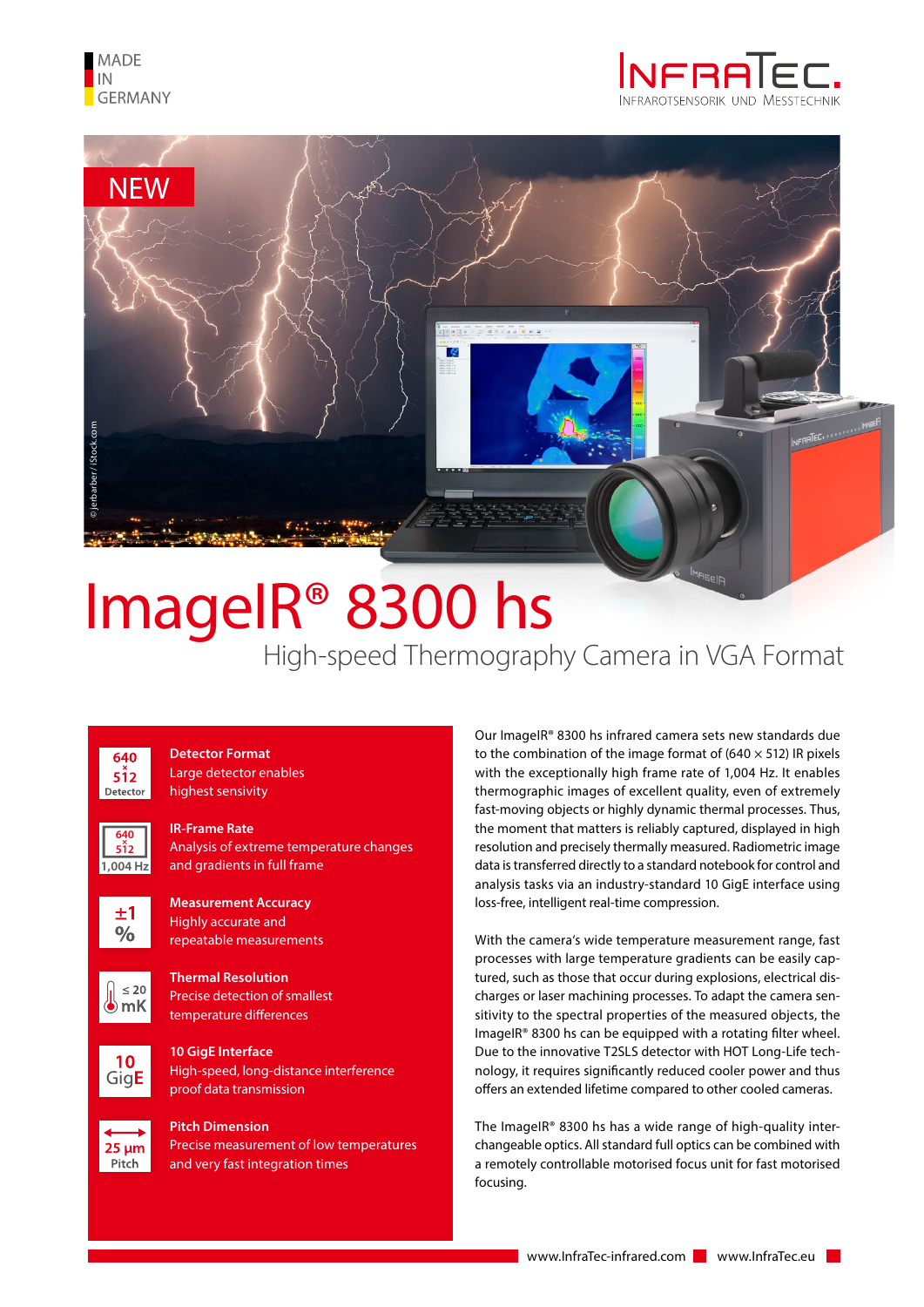MADE
IN
GERMANY

INFRATEC
INFRAROTSENSORIK UND MESSTECHNIK

NEW

© jerbarber / iStock.com

# ImageIR® 8300 hs

## High-speed Thermography Camera in VGA Format

**Detector Format**
Large detector enables highest sensivity

**IR-Frame Rate**
Analysis of extreme temperature changes and gradients in full frame

**Measurement Accuracy**
Highly accurate and repeatable measurements

**Thermal Resolution**
Precise detection of smallest temperature differences

**10 GigE Interface**
High-speed, long-distance interference proof data transmission

**Pitch Dimension**
Precise measurement of low temperatures and very fast integration times

Our ImageIR® 8300 hs infrared camera sets new standards due to the combination of the image format of (640 × 512) IR pixels with the exceptionally high frame rate of 1,004 Hz. It enables thermographic images of excellent quality, even of extremely fast-moving objects or highly dynamic thermal processes. Thus, the moment that matters is reliably captured, displayed in high resolution and precisely thermally measured. Radiometric image data is transferred directly to a standard notebook for control and analysis tasks via an industry-standard 10 GigE interface using loss-free, intelligent real-time compression.

With the camera's wide temperature measurement range, fast processes with large temperature gradients can be easily captured, such as those that occur during explosions, electrical discharges or laser machining processes. To adapt the camera sensitivity to the spectral properties of the measured objects, the ImageIR® 8300 hs can be equipped with a rotating filter wheel. Due to the innovative T2SLS detector with HOT Long-Life technology, it requires significantly reduced cooler power and thus offers an extended lifetime compared to other cooled cameras.

The ImageIR® 8300 hs has a wide range of high-quality interchangeable optics. All standard full optics can be combined with a remotely controllable motorised focus unit for fast motorised focusing.

www.InfraTec-infrared.com www.InfraTec.eu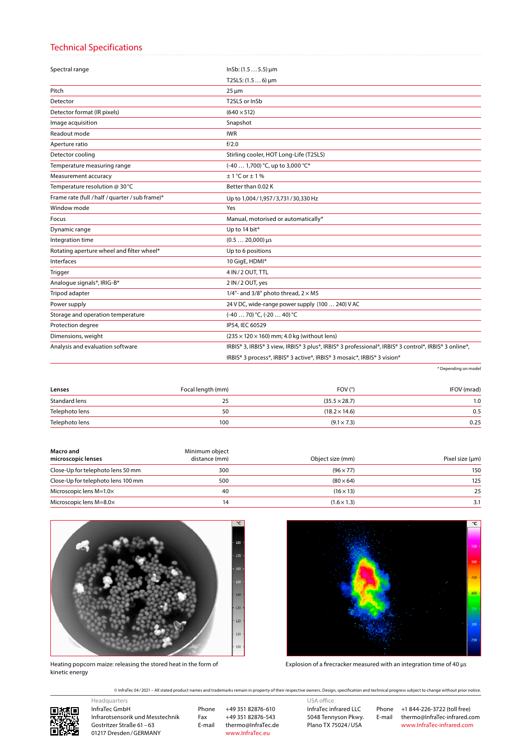## Technical Specifications

| | |
|---|---|
| Spectral range | InSb: (1.5 … 5.5) µm<br>T2SLS: (1.5 … 6) µm |
| Pitch | 25 µm |
| Detector | T2SLS or InSb |
| Detector format (IR pixels) | (640 × 512) |
| Image acquisition | Snapshot |
| Readout mode | IWR |
| Aperture ratio | f/2.0 |
| Detector cooling | Stirling cooler, HOT Long-Life (T2SLS) |
| Temperature measuring range | (-40 … 1,700) °C, up to 3,000 °C* |
| Measurement accuracy | ± 1 °C or ± 1 % |
| Temperature resolution @ 30 °C | Better than 0.02 K |
| Frame rate (full / half / quarter / sub frame)* | Up to 1,004 / 1,957 / 3,731 / 30,330 Hz |
| Window mode | Yes |
| Focus | Manual, motorised or automatically* |
| Dynamic range | Up to 14 bit* |
| Integration time | (0.5 … 20,000) µs |
| Rotating aperture wheel and filter wheel* | Up to 6 positions |
| Interfaces | 10 GigE, HDMI* |
| Trigger | 4 IN / 2 OUT, TTL |
| Analogue signals*, IRIG-B* | 2 IN / 2 OUT, yes |
| Tripod adapter | 1/4"- and 3/8" photo thread, 2 × M5 |
| Power supply | 24 V DC, wide-range power supply (100 … 240) V AC |
| Storage and operation temperature | (-40 … 70) °C, (-20 … 40) °C |
| Protection degree | IP54, IEC 60529 |
| Dimensions, weight | (235 × 120 × 160) mm; 4.0 kg (without lens) |
| Analysis and evaluation software | IRBIS® 3, IRBIS® 3 view, IRBIS® 3 plus*, IRBIS® 3 professional*, IRBIS® 3 control*, IRBIS® 3 online*, IRBIS® 3 process*, IRBIS® 3 active*, IRBIS® 3 mosaic*, IRBIS® 3 vision* |

* Depending on model

| **Lenses** | Focal length (mm) | FOV (°) | IFOV (mrad) |
|---|---|---|---|
| Standard lens | 25 | (35.5 × 28.7) | 1.0 |
| Telephoto lens | 50 | (18.2 × 14.6) | 0.5 |
| Telephoto lens | 100 | (9.1 × 7.3) | 0.25 |

| **Macro and microscopic lenses** | Minimum object distance (mm) | Object size (mm) | Pixel size (µm) |
|---|---|---|---|
| Close-Up for telephoto lens 50 mm | 300 | (96 × 77) | 150 |
| Close-Up for telephoto lens 100 mm | 500 | (80 × 64) | 125 |
| Microscopic lens M=1.0× | 40 | (16 × 13) | 25 |
| Microscopic lens M=8.0× | 14 | (1.6 × 1.3) | 3.1 |

°C
180
170
160
150
140
130
120
110
100

Heating popcorn maize: releasing the stored heat in the form of kinetic energy

°C
550
500
450
400
350
300
250

Explosion of a firecracker measured with an integration time of 40 µs

© InfraTec 04 / 2021 – All stated product names and trademarks remain in property of their respective owners. Design, specification and technical progress subject to change without prior notice.

Headquarters
InfraTec GmbH
Infrarotsensorik und Messtechnik
Gostritzer Straße 61 – 63
01217 Dresden / GERMANY

Phone +49 351 82876-610
Fax +49 351 82876-543
E-mail thermo@InfraTec.de
www.InfraTec.eu

USA office
InfraTec infrared LLC
5048 Tennyson Pkwy.
Plano TX 75024 / USA

Phone +1 844-226-3722 (toll free)
E-mail thermo@InfraTec-infrared.com
www.InfraTec-infrared.com